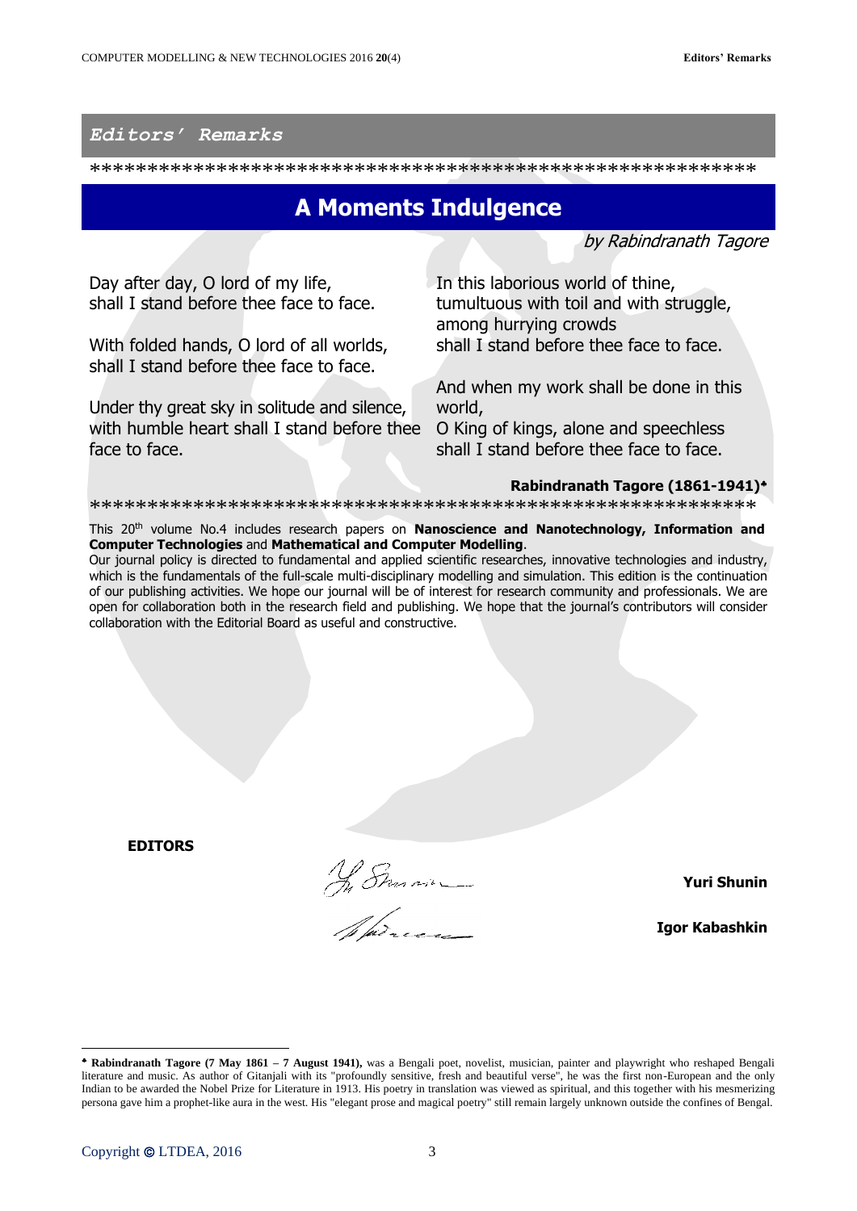*Editors' Remarks*

****************************************************************

# A Moments Indulgence

*by Rabindranath Tagore*

Day after day, O lord of my life,
shall I stand before thee face to face.

With folded hands, O lord of all worlds,
shall I stand before thee face to face.

Under thy great sky in solitude and silence,
with humble heart shall I stand before thee face to face.

In this laborious world of thine,
tumultuous with toil and with struggle,
among hurrying crowds
shall I stand before thee face to face.

And when my work shall be done in this world,
O King of kings, alone and speechless
shall I stand before thee face to face.

**Rabindranath Tagore (1861-1941)**[♣]

****************************************************************

This 20th volume No.4 includes research papers on **Nanoscience and Nanotechnology, Information and Computer Technologies** and **Mathematical and Computer Modelling**.

Our journal policy is directed to fundamental and applied scientific researches, innovative technologies and industry, which is the fundamentals of the full-scale multi-disciplinary modelling and simulation. This edition is the continuation of our publishing activities. We hope our journal will be of interest for research community and professionals. We are open for collaboration both in the research field and publishing. We hope that the journal's contributors will consider collaboration with the Editorial Board as useful and constructive.

**EDITORS**

**Yuri Shunin**

**Igor Kabashkin**

[♣] **Rabindranath Tagore (7 May 1861 – 7 August 1941),** was a Bengali poet, novelist, musician, painter and playwright who reshaped Bengali literature and music. As author of Gitanjali with its "profoundly sensitive, fresh and beautiful verse", he was the first non-European and the only Indian to be awarded the Nobel Prize for Literature in 1913. His poetry in translation was viewed as spiritual, and this together with his mesmerizing persona gave him a prophet-like aura in the west. His "elegant prose and magical poetry" still remain largely unknown outside the confines of Bengal.